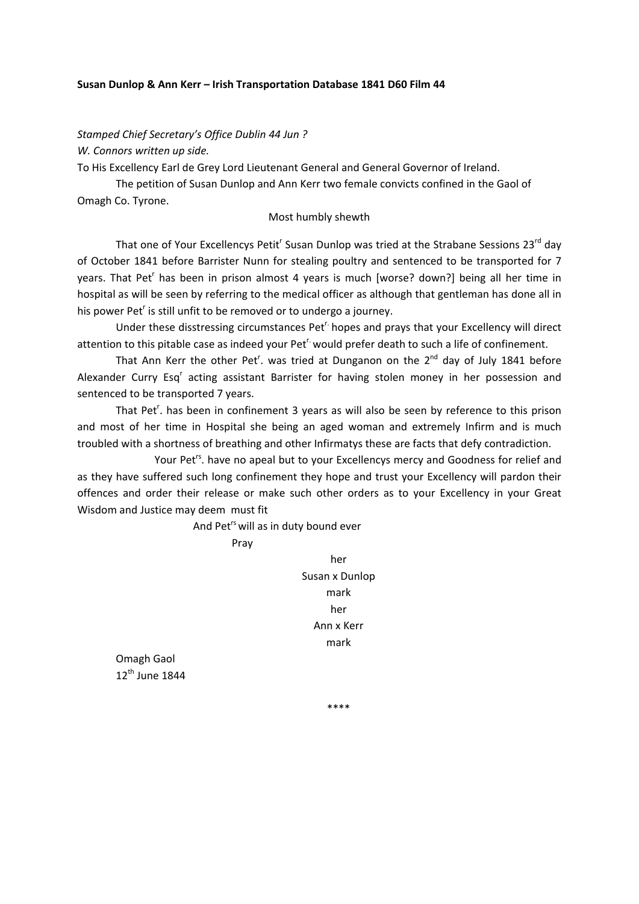**Susan Dunlop & Ann Kerr – Irish Transportation Database 1841 D60 Film 44**

*Stamped Chief Secretary's Office Dublin 44 Jun ?*

*W. Connors written up side.*

To His Excellency Earl de Grey Lord Lieutenant General and General Governor of Ireland.

The petition of Susan Dunlop and Ann Kerr two female convicts confined in the Gaol of Omagh Co. Tyrone.

Most humbly shewth

That one of Your Excellencys Petit[r] Susan Dunlop was tried at the Strabane Sessions 23[rd] day of October 1841 before Barrister Nunn for stealing poultry and sentenced to be transported for 7 years. That Pet[r] has been in prison almost 4 years is much [worse? down?] being all her time in hospital as will be seen by referring to the medical officer as although that gentleman has done all in his power Pet[r] is still unfit to be removed or to undergo a journey.

Under these disstressing circumstances Pet[r.] hopes and prays that your Excellency will direct attention to this pitable case as indeed your Pet[r.] would prefer death to such a life of confinement.

That Ann Kerr the other Pet[r]. was tried at Dunganon on the 2[nd] day of July 1841 before Alexander Curry Esq[r] acting assistant Barrister for having stolen money in her possession and sentenced to be transported 7 years.

That Pet[r]. has been in confinement 3 years as will also be seen by reference to this prison and most of her time in Hospital she being an aged woman and extremely Infirm and is much troubled with a shortness of breathing and other Infirmatys these are facts that defy contradiction.

Your Pet[rs]. have no apeal but to your Excellencys mercy and Goodness for relief and as they have suffered such long confinement they hope and trust your Excellency will pardon their offences and order their release or make such other orders as to your Excellency in your Great Wisdom and Justice may deem must fit

And Pet[rs] will as in duty bound ever

Pray

her
Susan x Dunlop
mark
her
Ann x Kerr
mark

Omagh Gaol
12[th] June 1844

\*\*\*\*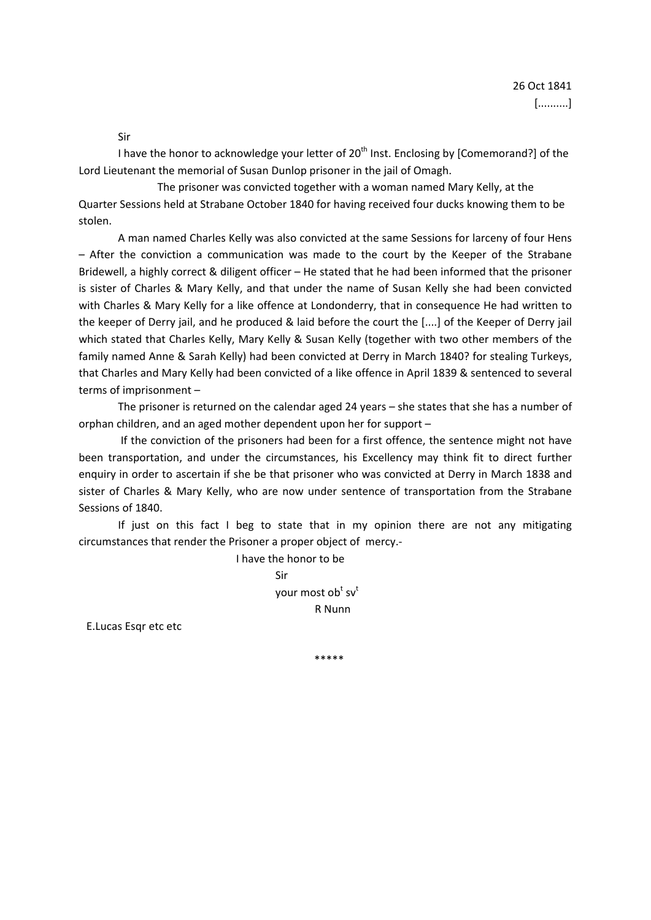26 Oct 1841
[..........]

Sir

I have the honor to acknowledge your letter of 20th Inst. Enclosing by [Comemorand?] of the Lord Lieutenant the memorial of Susan Dunlop prisoner in the jail of Omagh.

The prisoner was convicted together with a woman named Mary Kelly, at the Quarter Sessions held at Strabane October 1840 for having received four ducks knowing them to be stolen.

A man named Charles Kelly was also convicted at the same Sessions for larceny of four Hens – After the conviction a communication was made to the court by the Keeper of the Strabane Bridewell, a highly correct & diligent officer – He stated that he had been informed that the prisoner is sister of Charles & Mary Kelly, and that under the name of Susan Kelly she had been convicted with Charles & Mary Kelly for a like offence at Londonderry, that in consequence He had written to the keeper of Derry jail, and he produced & laid before the court the [....] of the Keeper of Derry jail which stated that Charles Kelly, Mary Kelly & Susan Kelly (together with two other members of the family named Anne & Sarah Kelly) had been convicted at Derry in March 1840? for stealing Turkeys, that Charles and Mary Kelly had been convicted of a like offence in April 1839 & sentenced to several terms of imprisonment –

The prisoner is returned on the calendar aged 24 years – she states that she has a number of orphan children, and an aged mother dependent upon her for support –

If the conviction of the prisoners had been for a first offence, the sentence might not have been transportation, and under the circumstances, his Excellency may think fit to direct further enquiry in order to ascertain if she be that prisoner who was convicted at Derry in March 1838 and sister of Charles & Mary Kelly, who are now under sentence of transportation from the Strabane Sessions of 1840.

If just on this fact I beg to state that in my opinion there are not any mitigating circumstances that render the Prisoner a proper object of mercy.-

I have the honor to be
Sir
your most obt svt
R Nunn

E.Lucas Esqr etc etc

*****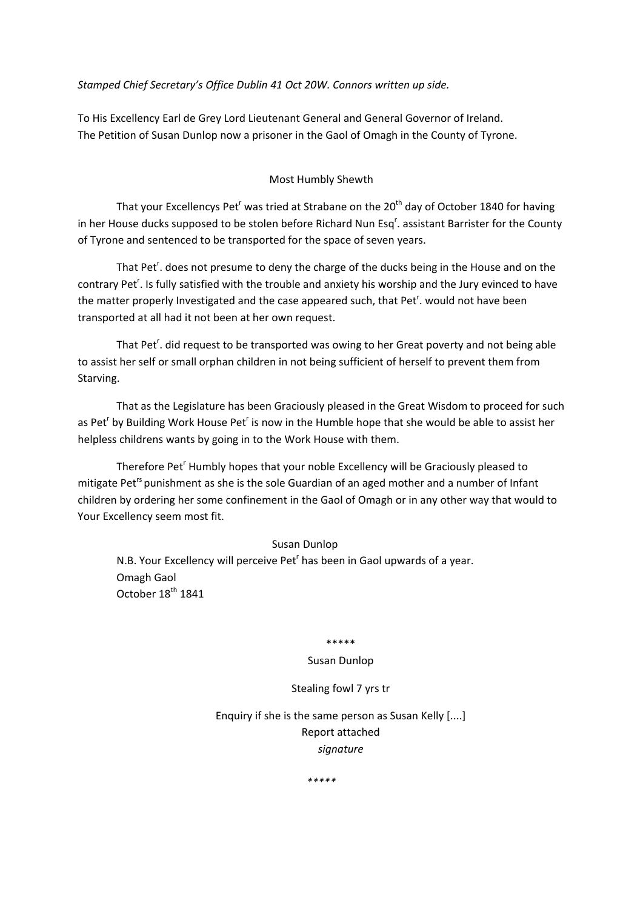*Stamped Chief Secretary's Office Dublin 41 Oct 20W. Connors written up side.*

To His Excellency Earl de Grey Lord Lieutenant General and General Governor of Ireland.
The Petition of Susan Dunlop now a prisoner in the Gaol of Omagh in the County of Tyrone.

Most Humbly Shewth

That your Excellencys Pet[r] was tried at Strabane on the 20[th] day of October 1840 for having in her House ducks supposed to be stolen before Richard Nun Esq[r]. assistant Barrister for the County of Tyrone and sentenced to be transported for the space of seven years.

That Pet[r]. does not presume to deny the charge of the ducks being in the House and on the contrary Pet[r]. Is fully satisfied with the trouble and anxiety his worship and the Jury evinced to have the matter properly Investigated and the case appeared such, that Pet[r]. would not have been transported at all had it not been at her own request.

That Pet[r]. did request to be transported was owing to her Great poverty and not being able to assist her self or small orphan children in not being sufficient of herself to prevent them from Starving.

That as the Legislature has been Graciously pleased in the Great Wisdom to proceed for such as Pet[r] by Building Work House Pet[r] is now in the Humble hope that she would be able to assist her helpless childrens wants by going in to the Work House with them.

Therefore Pet[r] Humbly hopes that your noble Excellency will be Graciously pleased to mitigate Pet[rs] punishment as she is the sole Guardian of an aged mother and a number of Infant children by ordering her some confinement in the Gaol of Omagh or in any other way that would to Your Excellency seem most fit.

Susan Dunlop

N.B. Your Excellency will perceive Pet[r] has been in Gaol upwards of a year.
Omagh Gaol
October 18[th] 1841

\*\*\*\*\*

Susan Dunlop

Stealing fowl 7 yrs tr

Enquiry if she is the same person as Susan Kelly [....]
Report attached
*signature*

*\*\*\*\*\**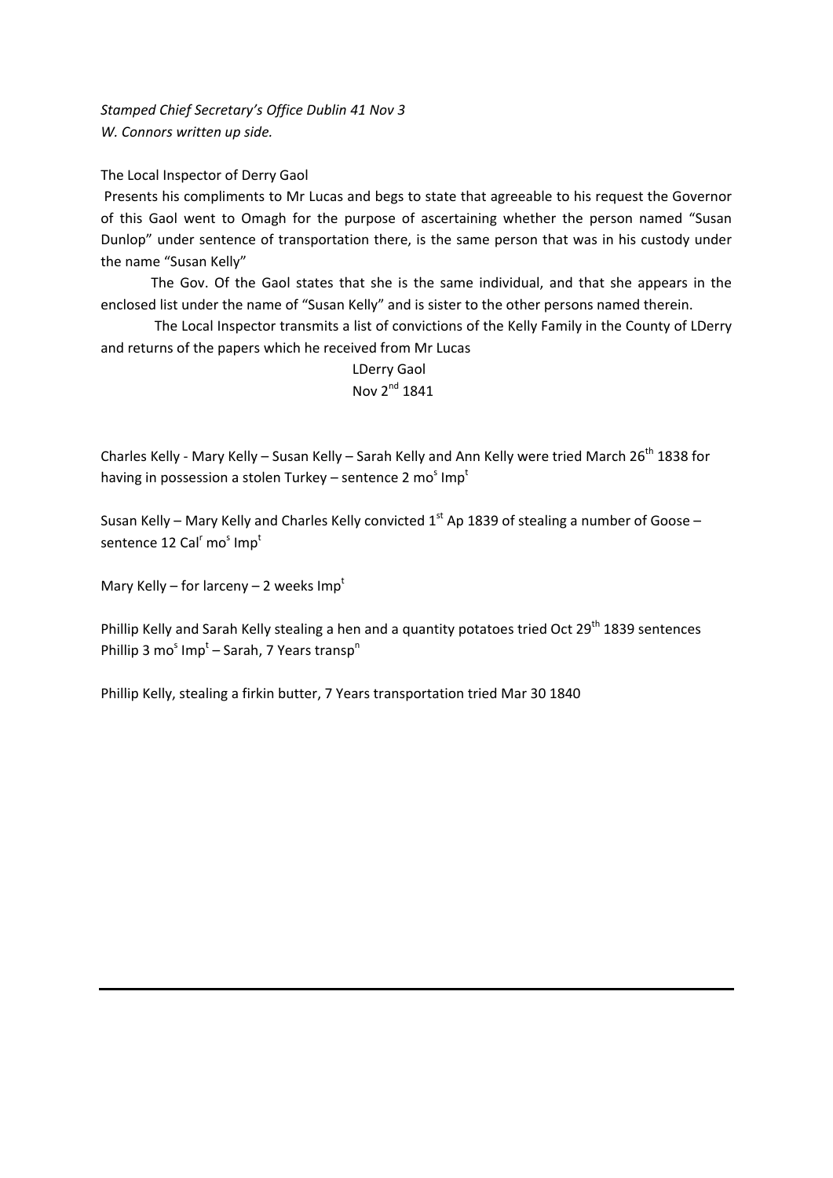*Stamped Chief Secretary's Office Dublin 41 Nov 3*
*W. Connors written up side.*

The Local Inspector of Derry Gaol

Presents his compliments to Mr Lucas and begs to state that agreeable to his request the Governor of this Gaol went to Omagh for the purpose of ascertaining whether the person named "Susan Dunlop" under sentence of transportation there, is the same person that was in his custody under the name "Susan Kelly"

The Gov. Of the Gaol states that she is the same individual, and that she appears in the enclosed list under the name of "Susan Kelly" and is sister to the other persons named therein.

The Local Inspector transmits a list of convictions of the Kelly Family in the County of LDerry and returns of the papers which he received from Mr Lucas

LDerry Gaol
Nov 2nd 1841

Charles Kelly - Mary Kelly – Susan Kelly – Sarah Kelly and Ann Kelly were tried March 26th 1838 for having in possession a stolen Turkey – sentence 2 mos Impt

Susan Kelly – Mary Kelly and Charles Kelly convicted 1st Ap 1839 of stealing a number of Goose – sentence 12 Calr mos Impt

Mary Kelly – for larceny – 2 weeks Impt

Phillip Kelly and Sarah Kelly stealing a hen and a quantity potatoes tried Oct 29th 1839 sentences Phillip 3 mos Impt – Sarah, 7 Years transpn

Phillip Kelly, stealing a firkin butter, 7 Years transportation tried Mar 30 1840